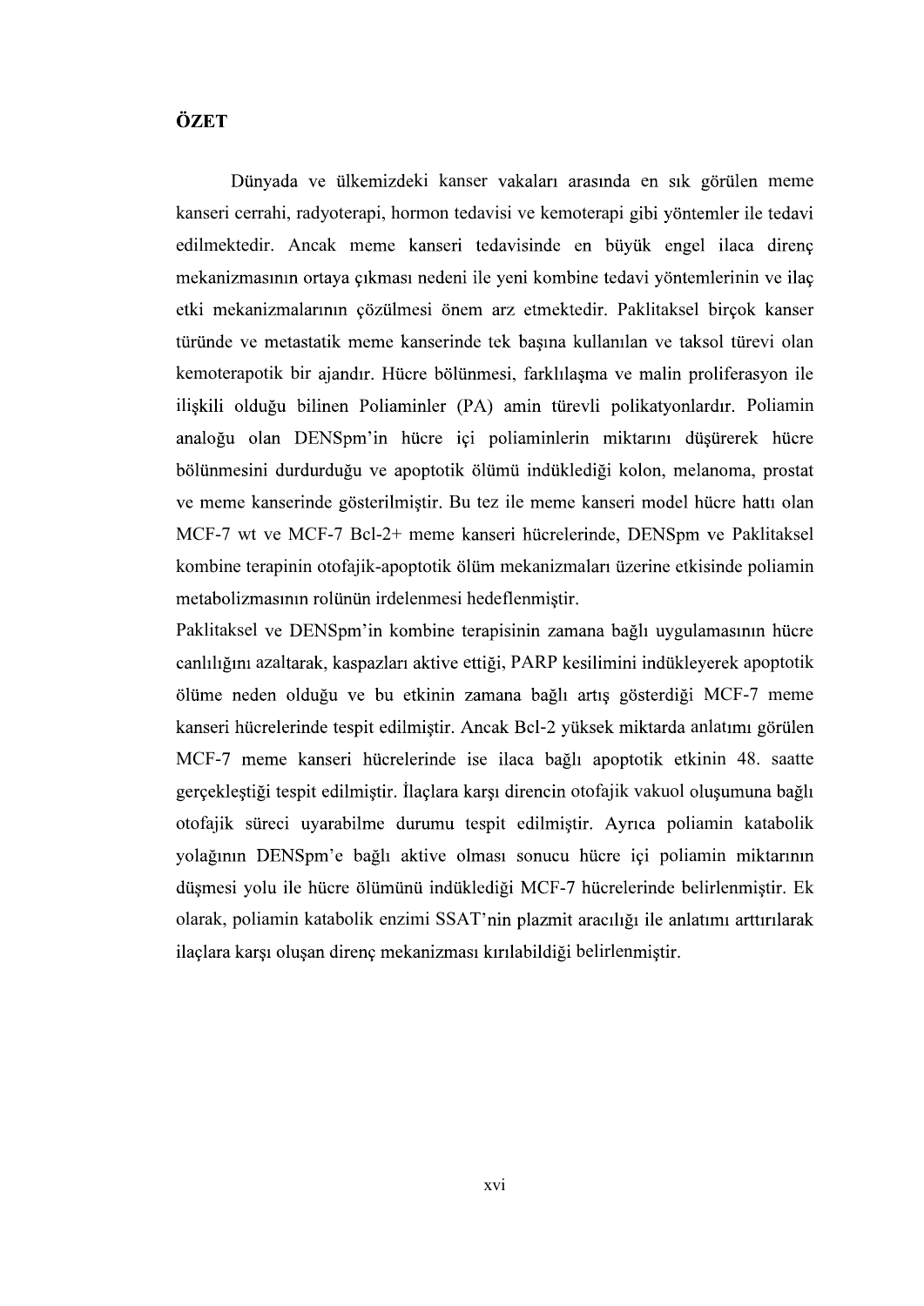# ÖZET

Dünyada ve ülkemizdeki kanser vakaları arasında en sık görülen meme kanseri cerrahi, radyoterapi, hormon tedavisi ve kemoterapi gibi yöntemler ile tedavi edilmektedir. Ancak meme kanseri tedavisinde en büyük engel ilaca direnç mekanizmasının ortaya çıkması nedeni ile yeni kombine tedavi yöntemlerinin ve ilaç etki mekanizmalarının çözülmesi önem arz etmektedir. Paklitaksel birçok kanser türünde ve metastatik meme kanserinde tek başına kullanılan ve taksol türevi olan kemoterapotik bir ajandır. Hücre bölünmesi, farklılaşma ve malin proliferasyon ile ilişkili olduğu bilinen Poliaminler (PA) amin türevli polikatyonlardır. Poliamin analoğu olan DENSpm'in hücre içi poliaminlerin miktarını düşürerek hücre bölünmesini durdurduğu ve apoptotik ölümü indüklediği kolon, melanoma, prostat ve meme kanserinde gösterilmiştir. Bu tez ile meme kanseri model hücre hattı olan MCF-7 wt ve MCF-7 Bcl-2+ meme kanseri hücrelerinde, DENSpm ve Paklitaksel kombine terapinin otofajik-apoptotik ölüm mekanizmaları üzerine etkisinde poliamin metabolizmasının rolünün irdelenmesi hedeflenmiştir.

Paklitaksel ve DENSpm'in kombine terapisinin zamana bağlı uygulamasının hücre canlılığını azaltarak, kaspazları aktive ettiği, PARP kesilimini indükleyerek apoptotik ölüme neden olduğu ve bu etkinin zamana bağlı artış gösterdiği MCF-7 meme kanseri hücrelerinde tespit edilmiştir. Ancak Bcl-2 yüksek miktarda anlatımı görülen MCF-7 meme kanseri hücrelerinde ise ilaca bağlı apoptotik etkinin 48. saatte gerçekleştiği tespit edilmiştir. İlaçlara karşı direncin otofajik vakuol oluşumuna bağlı otofajik süreci uyarabilme durumu tespit edilmiştir. Ayrıca poliamin katabolik yolağının DENSpm'e bağlı aktive olması sonucu hücre içi poliamin miktarının düşmesi yolu ile hücre ölümünü indüklediği MCF-7 hücrelerinde belirlenmiştir. Ek olarak, poliamin katabolik enzimi SSAT'nin plazmit aracılığı ile anlatımı arttırılarak ilaçlara karşı oluşan direnç mekanizması kırılabildiği belirlenmiştir.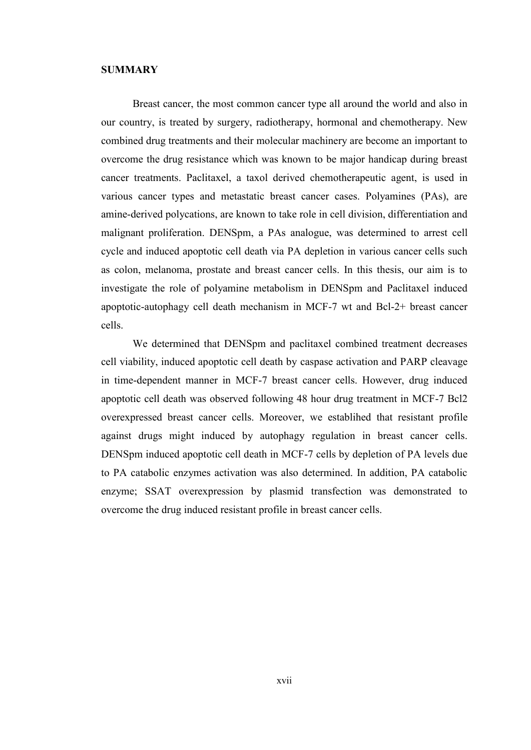# SUMMARY

Breast cancer, the most common cancer type all around the world and also in our country, is treated by surgery, radiotherapy, hormonal and chemotherapy. New combined drug treatments and their molecular machinery are become an important to overcome the drug resistance which was known to be major handicap during breast cancer treatments. Paclitaxel, a taxol derived chemotherapeutic agent, is used in various cancer types and metastatic breast cancer cases. Polyamines (PAs), are amine-derived polycations, are known to take role in cell division, differentiation and malignant proliferation. DENSpm, a PAs analogue, was determined to arrest cell cycle and induced apoptotic cell death via PA depletion in various cancer cells such as colon, melanoma, prostate and breast cancer cells. In this thesis, our aim is to investigate the role of polyamine metabolism in DENSpm and Paclitaxel induced apoptotic-autophagy cell death mechanism in MCF-7 wt and Bcl-2+ breast cancer cells.

We determined that DENSpm and paclitaxel combined treatment decreases cell viability, induced apoptotic cell death by caspase activation and PARP cleavage in time-dependent manner in MCF-7 breast cancer cells. However, drug induced apoptotic cell death was observed following 48 hour drug treatment in MCF-7 Bcl2 overexpressed breast cancer cells. Moreover, we establihed that resistant profile against drugs might induced by autophagy regulation in breast cancer cells. DENSpm induced apoptotic cell death in MCF-7 cells by depletion of PA levels due to PA catabolic enzymes activation was also determined. In addition, PA catabolic enzyme; SSAT overexpression by plasmid transfection was demonstrated to overcome the drug induced resistant profile in breast cancer cells.